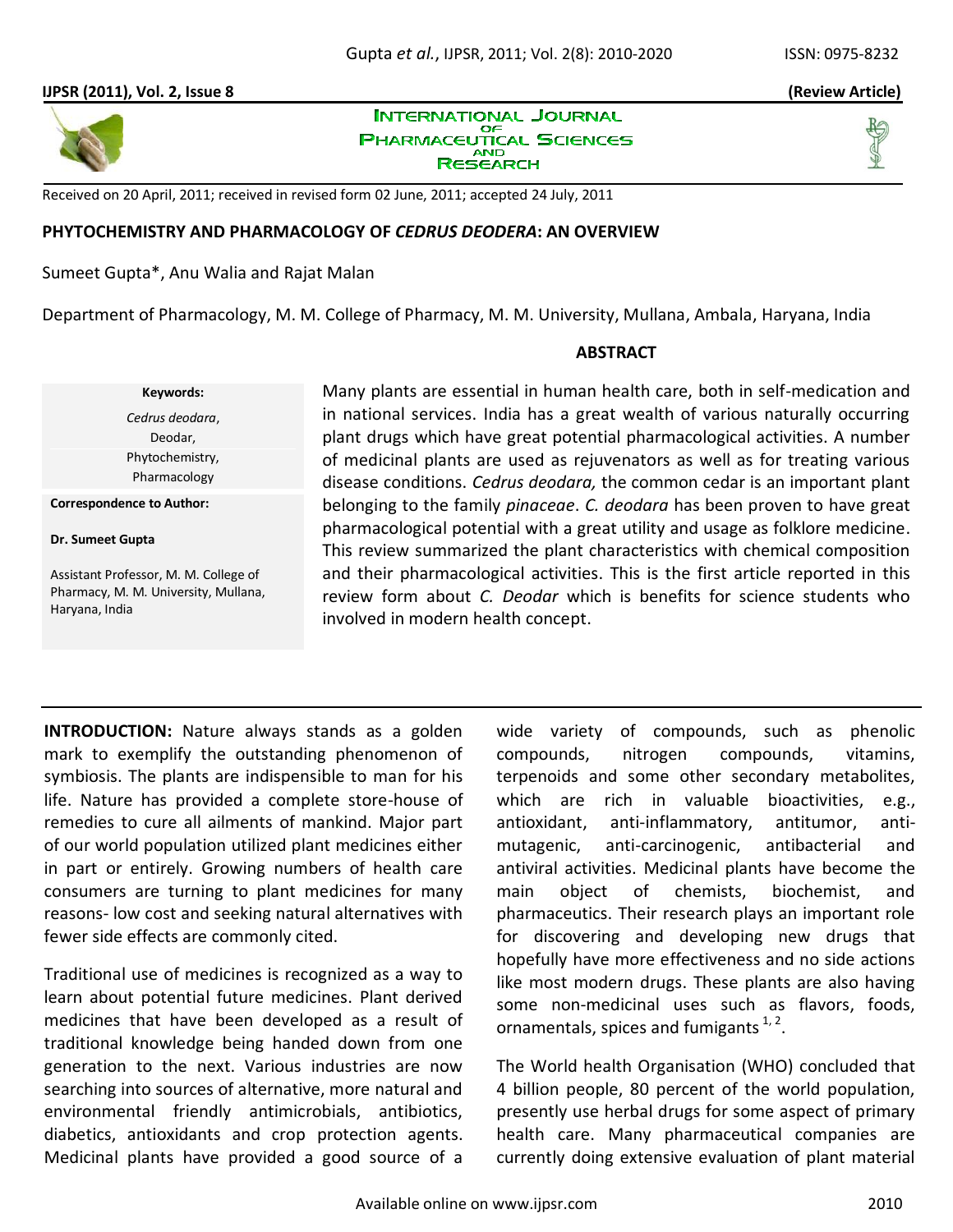**(Review Article)**

Received on 20 April, 2011; received in revised form 02 June, 2011; accepted 24 July, 2011

# PHYTOCHEMISTRY AND PHARMACOLOGY OF *CEDRUS DEODERA*: AN OVERVIEW

Sumeet Gupta*, Anu Walia and Rajat Malan

Department of Pharmacology, M. M. College of Pharmacy, M. M. University, Mullana, Ambala, Haryana, India

**Keywords:**

*Cedrus deodara*,
Deodar,
Phytochemistry,
Pharmacology

**Correspondence to Author:**

**Dr. Sumeet Gupta**

Assistant Professor, M. M. College of Pharmacy, M. M. University, Mullana, Haryana, India

## ABSTRACT

Many plants are essential in human health care, both in self-medication and in national services. India has a great wealth of various naturally occurring plant drugs which have great potential pharmacological activities. A number of medicinal plants are used as rejuvenators as well as for treating various disease conditions. *Cedrus deodara,* the common cedar is an important plant belonging to the family *pinaceae*. *C. deodara* has been proven to have great pharmacological potential with a great utility and usage as folklore medicine. This review summarized the plant characteristics with chemical composition and their pharmacological activities. This is the first article reported in this review form about *C. Deodar* which is benefits for science students who involved in modern health concept.

**INTRODUCTION:** Nature always stands as a golden mark to exemplify the outstanding phenomenon of symbiosis. The plants are indispensible to man for his life. Nature has provided a complete store-house of remedies to cure all ailments of mankind. Major part of our world population utilized plant medicines either in part or entirely. Growing numbers of health care consumers are turning to plant medicines for many reasons- low cost and seeking natural alternatives with fewer side effects are commonly cited.

Traditional use of medicines is recognized as a way to learn about potential future medicines. Plant derived medicines that have been developed as a result of traditional knowledge being handed down from one generation to the next. Various industries are now searching into sources of alternative, more natural and environmental friendly antimicrobials, antibiotics, diabetics, antioxidants and crop protection agents. Medicinal plants have provided a good source of a wide variety of compounds, such as phenolic compounds, nitrogen compounds, vitamins, terpenoids and some other secondary metabolites, which are rich in valuable bioactivities, e.g., antioxidant, anti-inflammatory, antitumor, anti-mutagenic, anti-carcinogenic, antibacterial and antiviral activities. Medicinal plants have become the main object of chemists, biochemist, and pharmaceutics. Their research plays an important role for discovering and developing new drugs that hopefully have more effectiveness and no side actions like most modern drugs. These plants are also having some non-medicinal uses such as flavors, foods, ornamentals, spices and fumigants [1, 2].

The World health Organisation (WHO) concluded that 4 billion people, 80 percent of the world population, presently use herbal drugs for some aspect of primary health care. Many pharmaceutical companies are currently doing extensive evaluation of plant material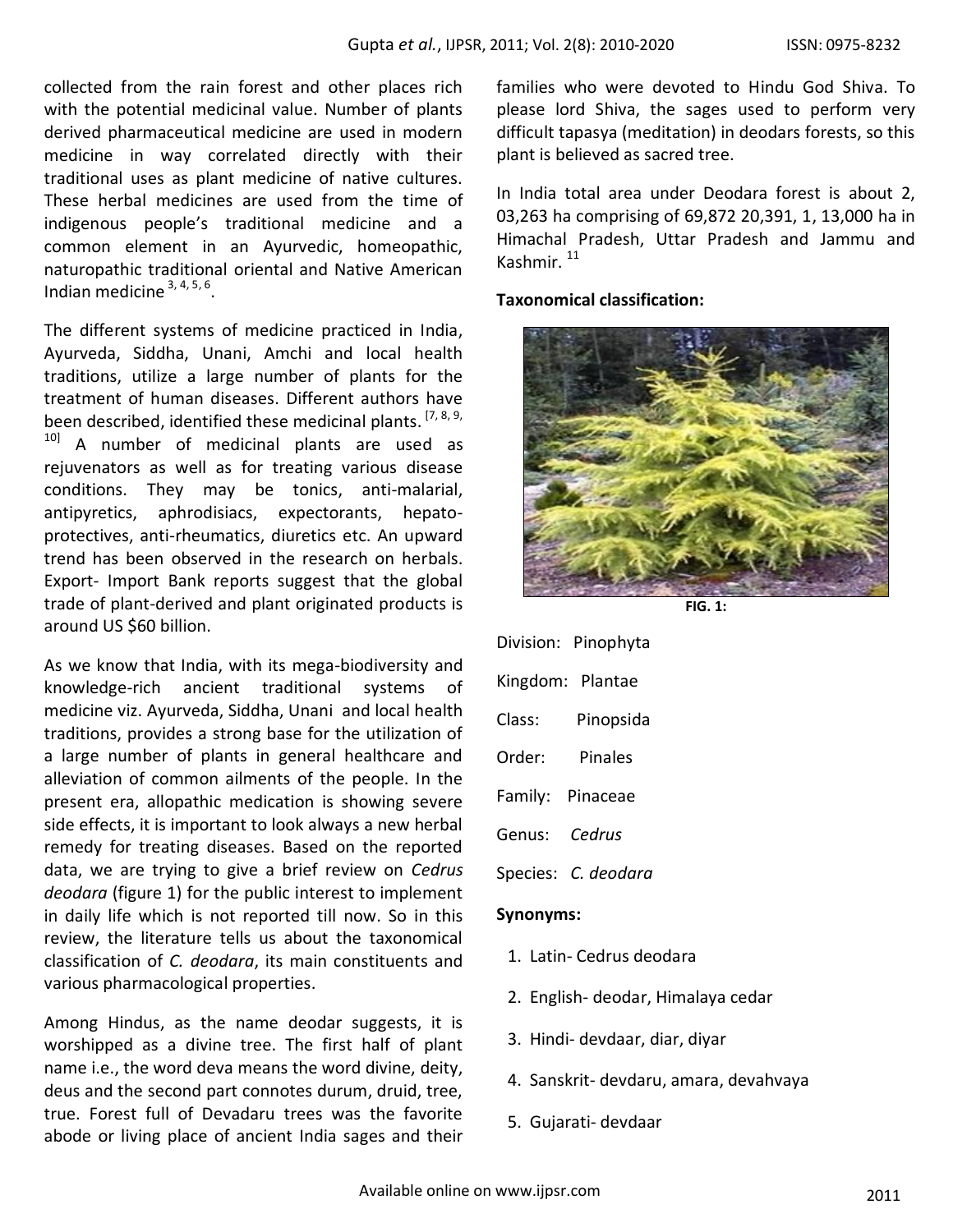collected from the rain forest and other places rich with the potential medicinal value. Number of plants derived pharmaceutical medicine are used in modern medicine in way correlated directly with their traditional uses as plant medicine of native cultures. These herbal medicines are used from the time of indigenous people's traditional medicine and a common element in an Ayurvedic, homeopathic, naturopathic traditional oriental and Native American Indian medicine [3, 4, 5, 6].

The different systems of medicine practiced in India, Ayurveda, Siddha, Unani, Amchi and local health traditions, utilize a large number of plants for the treatment of human diseases. Different authors have been described, identified these medicinal plants. [7, 8, 9, 10] A number of medicinal plants are used as rejuvenators as well as for treating various disease conditions. They may be tonics, anti-malarial, antipyretics, aphrodisiacs, expectorants, hepato-protectives, anti-rheumatics, diuretics etc. An upward trend has been observed in the research on herbals. Export- Import Bank reports suggest that the global trade of plant-derived and plant originated products is around US $60 billion.

As we know that India, with its mega-biodiversity and knowledge-rich ancient traditional systems of medicine viz. Ayurveda, Siddha, Unani and local health traditions, provides a strong base for the utilization of a large number of plants in general healthcare and alleviation of common ailments of the people. In the present era, allopathic medication is showing severe side effects, it is important to look always a new herbal remedy for treating diseases. Based on the reported data, we are trying to give a brief review on *Cedrus deodara* (figure 1) for the public interest to implement in daily life which is not reported till now. So in this review, the literature tells us about the taxonomical classification of *C. deodara*, its main constituents and various pharmacological properties.

Among Hindus, as the name deodar suggests, it is worshipped as a divine tree. The first half of plant name i.e., the word deva means the word divine, deity, deus and the second part connotes durum, druid, tree, true. Forest full of Devadaru trees was the favorite abode or living place of ancient India sages and their families who were devoted to Hindu God Shiva. To please lord Shiva, the sages used to perform very difficult tapasya (meditation) in deodars forests, so this plant is believed as sacred tree.

In India total area under Deodara forest is about 2, 03,263 ha comprising of 69,872 20,391, 1, 13,000 ha in Himachal Pradesh, Uttar Pradesh and Jammu and Kashmir. [11]

**Taxonomical classification:**

**FIG. 1:**

Division: Pinophyta

Kingdom: Plantae

Class: Pinopsida

Order: Pinales

Family: Pinaceae

Genus: *Cedrus*

Species: *C. deodara*

**Synonyms:**

1. Latin- Cedrus deodara
2. English- deodar, Himalaya cedar
3. Hindi- devdaar, diar, diyar
4. Sanskrit- devdaru, amara, devahvaya
5. Gujarati- devdaar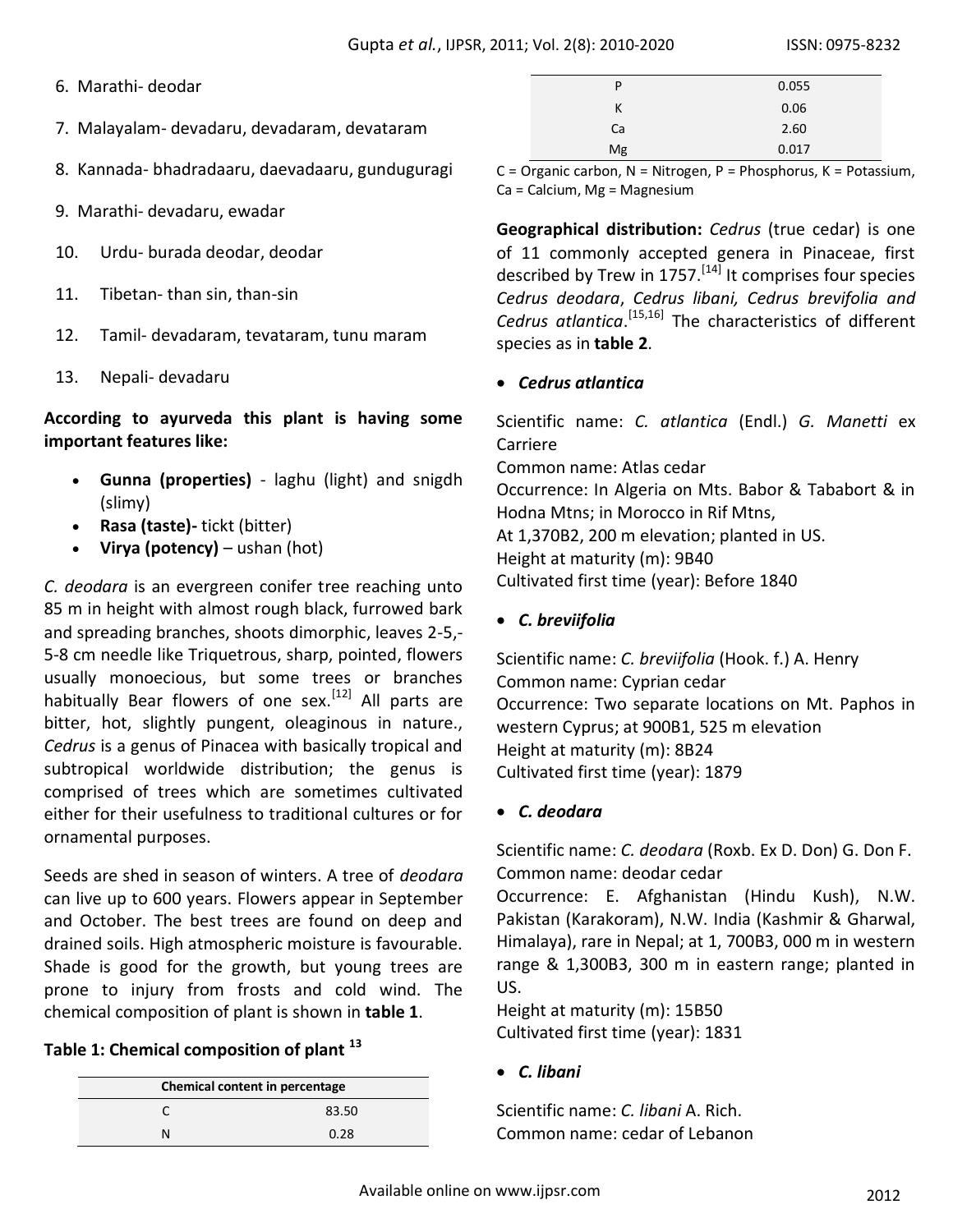6. Marathi- deodar
7. Malayalam- devadaru, devadaram, devataram
8. Kannada- bhadradaaru, daevadaaru, gunduguragi
9. Marathi- devadaru, ewadar
10. Urdu- burada deodar, deodar
11. Tibetan- than sin, than-sin
12. Tamil- devadaram, tevataram, tunu maram
13. Nepali- devadaru

**According to ayurveda this plant is having some important features like:**

- **Gunna (properties)** - laghu (light) and snigdh (slimy)
- **Rasa (taste)-** tickt (bitter)
- **Virya (potency)** – ushan (hot)

*C. deodara* is an evergreen conifer tree reaching unto 85 m in height with almost rough black, furrowed bark and spreading branches, shoots dimorphic, leaves 2-5,-5-8 cm needle like Triquetrous, sharp, pointed, flowers usually monoecious, but some trees or branches habitually Bear flowers of one sex.[12] All parts are bitter, hot, slightly pungent, oleaginous in nature., *Cedrus* is a genus of Pinacea with basically tropical and subtropical worldwide distribution; the genus is comprised of trees which are sometimes cultivated either for their usefulness to traditional cultures or for ornamental purposes.

Seeds are shed in season of winters. A tree of *deodara* can live up to 600 years. Flowers appear in September and October. The best trees are found on deep and drained soils. High atmospheric moisture is favourable. Shade is good for the growth, but young trees are prone to injury from frosts and cold wind. The chemical composition of plant is shown in **table 1**.

**Table 1: Chemical composition of plant [13]**

| Chemical content in percentage | |
|---|---|
| C | 83.50 |
| N | 0.28 |
| P | 0.055 |
| K | 0.06 |
| Ca | 2.60 |
| Mg | 0.017 |

C = Organic carbon, N = Nitrogen, P = Phosphorus, K = Potassium, Ca = Calcium, Mg = Magnesium

**Geographical distribution:** *Cedrus* (true cedar) is one of 11 commonly accepted genera in Pinaceae, first described by Trew in 1757.[14] It comprises four species *Cedrus deodara*, *Cedrus libani, Cedrus brevifolia and Cedrus atlantica*.[15,16] The characteristics of different species as in **table 2**.

- ***Cedrus atlantica***

Scientific name: *C. atlantica* (Endl.) *G. Manetti* ex Carriere
Common name: Atlas cedar
Occurrence: In Algeria on Mts. Babor & Tababort & in Hodna Mtns; in Morocco in Rif Mtns,
At 1,370B2, 200 m elevation; planted in US.
Height at maturity (m): 9B40
Cultivated first time (year): Before 1840

- ***C. breviifolia***

Scientific name: *C. breviifolia* (Hook. f.) A. Henry
Common name: Cyprian cedar
Occurrence: Two separate locations on Mt. Paphos in western Cyprus; at 900B1, 525 m elevation
Height at maturity (m): 8B24
Cultivated first time (year): 1879

- ***C. deodara***

Scientific name: *C. deodara* (Roxb. Ex D. Don) G. Don F.
Common name: deodar cedar
Occurrence: E. Afghanistan (Hindu Kush), N.W. Pakistan (Karakoram), N.W. India (Kashmir & Gharwal, Himalaya), rare in Nepal; at 1, 700B3, 000 m in western range & 1,300B3, 300 m in eastern range; planted in US.
Height at maturity (m): 15B50
Cultivated first time (year): 1831

- ***C. libani***

Scientific name: *C. libani* A. Rich.
Common name: cedar of Lebanon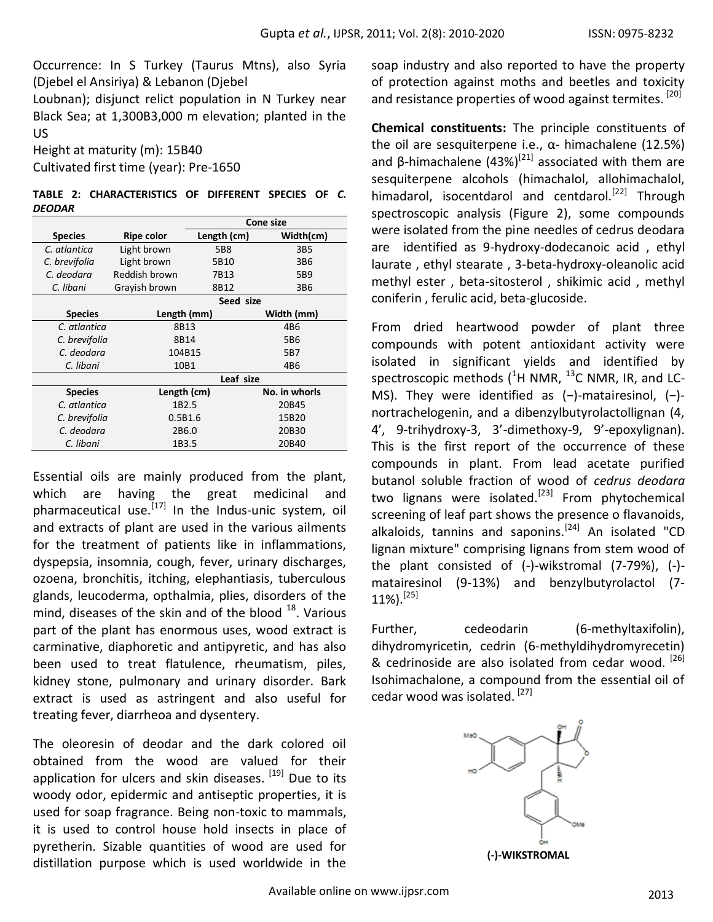Occurrence: In S Turkey (Taurus Mtns), also Syria (Djebel el Ansiriya) & Lebanon (Djebel Loubnan); disjunct relict population in N Turkey near Black Sea; at 1,300B3,000 m elevation; planted in the US

Height at maturity (m): 15B40

Cultivated first time (year): Pre-1650

**TABLE 2: CHARACTERISTICS OF DIFFERENT SPECIES OF *C. DEODAR***

| | | Cone size | |
|---|---|---|---|
| **Species** | **Ripe color** | **Length (cm)** | **Width(cm)** |
| *C. atlantica* | Light brown | 5B8 | 3B5 |
| *C. brevifolia* | Light brown | 5B10 | 3B6 |
| *C. deodara* | Reddish brown | 7B13 | 5B9 |
| *C. libani* | Grayish brown | 8B12 | 3B6 |
| | | **Seed size** | |
| **Species** | **Length (mm)** | | **Width (mm)** |
| *C. atlantica* | 8B13 | | 4B6 |
| *C. brevifolia* | 8B14 | | 5B6 |
| *C. deodara* | 104B15 | | 5B7 |
| *C. libani* | 10B1 | | 4B6 |
| | | **Leaf size** | |
| **Species** | **Length (cm)** | | **No. in whorls** |
| *C. atlantica* | 1B2.5 | | 20B45 |
| *C. brevifolia* | 0.5B1.6 | | 15B20 |
| *C. deodara* | 2B6.0 | | 20B30 |
| *C. libani* | 1B3.5 | | 20B40 |

Essential oils are mainly produced from the plant, which are having the great medicinal and pharmaceutical use.[17] In the Indus-unic system, oil and extracts of plant are used in the various ailments for the treatment of patients like in inflammations, dyspepsia, insomnia, cough, fever, urinary discharges, ozoena, bronchitis, itching, elephantiasis, tuberculous glands, leucoderma, opthalmia, plies, disorders of the mind, diseases of the skin and of the blood [18]. Various part of the plant has enormous uses, wood extract is carminative, diaphoretic and antipyretic, and has also been used to treat flatulence, rheumatism, piles, kidney stone, pulmonary and urinary disorder. Bark extract is used as astringent and also useful for treating fever, diarrheoa and dysentery.

The oleoresin of deodar and the dark colored oil obtained from the wood are valued for their application for ulcers and skin diseases. [19] Due to its woody odor, epidermic and antiseptic properties, it is used for soap fragrance. Being non-toxic to mammals, it is used to control house hold insects in place of pyretherin. Sizable quantities of wood are used for distillation purpose which is used worldwide in the soap industry and also reported to have the property of protection against moths and beetles and toxicity and resistance properties of wood against termites. [20]

**Chemical constituents:** The principle constituents of the oil are sesquiterpene i.e., α- himachalene (12.5%) and β-himachalene (43%)[21] associated with them are sesquiterpene alcohols (himachalol, allohimachalol, himadarol, isocentdarol and centdarol.[22] Through spectroscopic analysis (Figure 2), some compounds were isolated from the pine needles of cedrus deodara are identified as 9-hydroxy-dodecanoic acid , ethyl laurate , ethyl stearate , 3-beta-hydroxy-oleanolic acid methyl ester , beta-sitosterol , shikimic acid , methyl coniferin , ferulic acid, beta-glucoside.

From dried heartwood powder of plant three compounds with potent antioxidant activity were isolated in significant yields and identified by spectroscopic methods ($^{1}$H NMR, $^{13}$C NMR, IR, and LC-MS). They were identified as (−)-matairesinol, (−)-nortrachelogenin, and a dibenzylbutyrolactollignan (4, 4', 9-trihydroxy-3, 3'-dimethoxy-9, 9'-epoxylignan). This is the first report of the occurrence of these compounds in plant. From lead acetate purified butanol soluble fraction of wood of *cedrus deodara* two lignans were isolated.[23] From phytochemical screening of leaf part shows the presence o flavanoids, alkaloids, tannins and saponins.[24] An isolated "CD lignan mixture" comprising lignans from stem wood of the plant consisted of (-)-wikstromal (7-79%), (-)-matairesinol (9-13%) and benzylbutyrolactol (7-11%).[25]

Further, cedeodarin (6-methyltaxifolin), dihydromyricetin, cedrin (6-methyldihydromyrecetin) & cedrinoside are also isolated from cedar wood. [26] Isohimachalone, a compound from the essential oil of cedar wood was isolated. [27]

**(-)-WIKSTROMAL**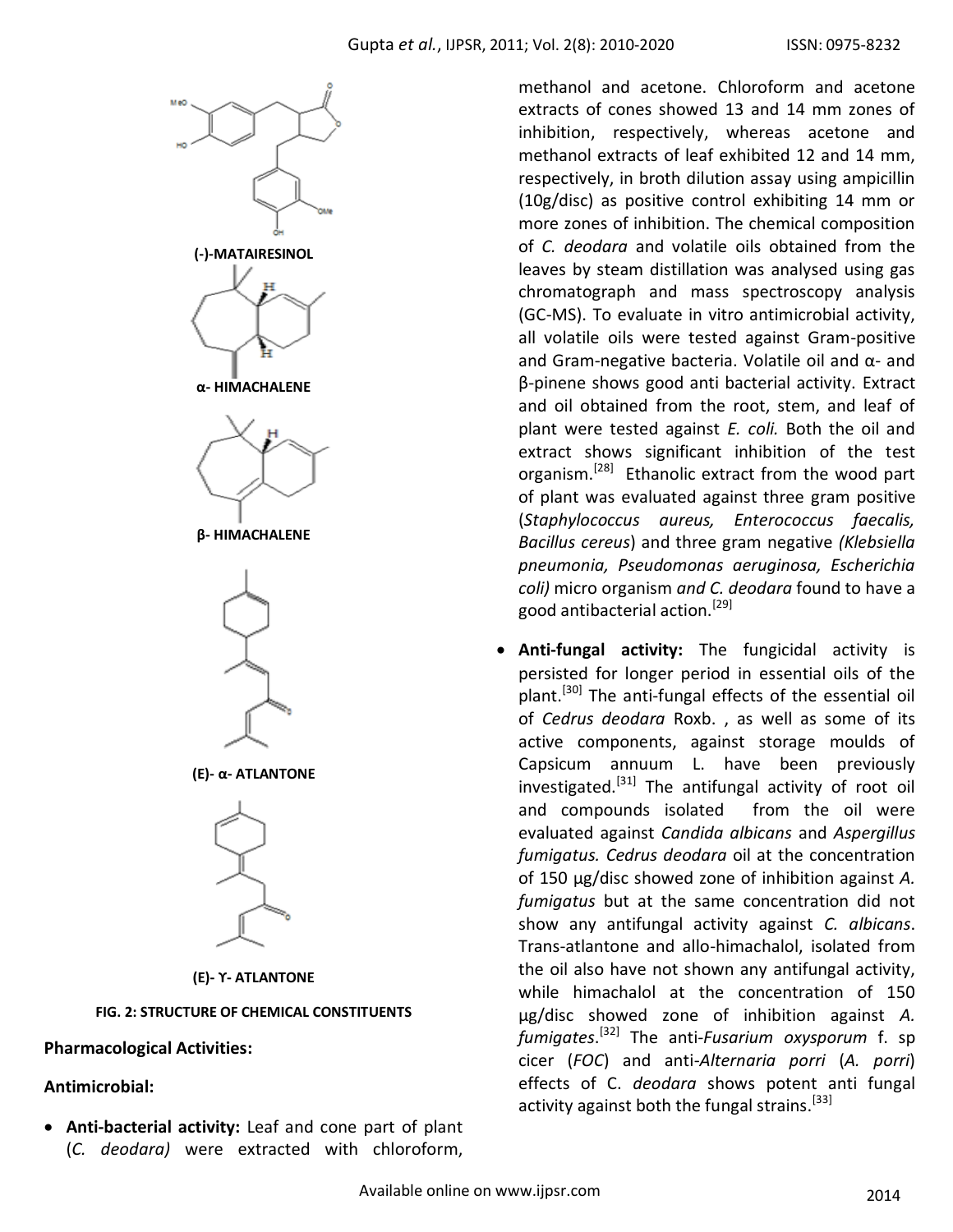(-)-MATAIRESINOL

α- HIMACHALENE

β- HIMACHALENE

(E)- α- ATLANTONE

(E)- ϒ- ATLANTONE

**FIG. 2: STRUCTURE OF CHEMICAL CONSTITUENTS**

**Pharmacological Activities:**

**Antimicrobial:**

- **Anti-bacterial activity:** Leaf and cone part of plant (*C. deodara)* were extracted with chloroform, methanol and acetone. Chloroform and acetone extracts of cones showed 13 and 14 mm zones of inhibition, respectively, whereas acetone and methanol extracts of leaf exhibited 12 and 14 mm, respectively, in broth dilution assay using ampicillin (10g/disc) as positive control exhibiting 14 mm or more zones of inhibition. The chemical composition of *C. deodara* and volatile oils obtained from the leaves by steam distillation was analysed using gas chromatograph and mass spectroscopy analysis (GC-MS). To evaluate in vitro antimicrobial activity, all volatile oils were tested against Gram-positive and Gram-negative bacteria. Volatile oil and α- and β-pinene shows good anti bacterial activity. Extract and oil obtained from the root, stem, and leaf of plant were tested against *E. coli.* Both the oil and extract shows significant inhibition of the test organism.[28] Ethanolic extract from the wood part of plant was evaluated against three gram positive (*Staphylococcus aureus, Enterococcus faecalis, Bacillus cereus*) and three gram negative *(Klebsiella pneumonia, Pseudomonas aeruginosa, Escherichia coli)* micro organism *and C. deodara* found to have a good antibacterial action.[29]

- **Anti-fungal activity:** The fungicidal activity is persisted for longer period in essential oils of the plant.[30] The anti-fungal effects of the essential oil of *Cedrus deodara* Roxb. , as well as some of its active components, against storage moulds of Capsicum annuum L. have been previously investigated.[31] The antifungal activity of root oil and compounds isolated from the oil were evaluated against *Candida albicans* and *Aspergillus fumigatus. Cedrus deodara* oil at the concentration of 150 µg/disc showed zone of inhibition against *A. fumigatus* but at the same concentration did not show any antifungal activity against *C. albicans*. Trans-atlantone and allo-himachalol, isolated from the oil also have not shown any antifungal activity, while himachalol at the concentration of 150 µg/disc showed zone of inhibition against *A. fumigates*.[32] The anti-*Fusarium oxysporum* f. sp cicer (*FOC*) and anti-*Alternaria porri* (*A. porri*) effects of C. *deodara* shows potent anti fungal activity against both the fungal strains.[33]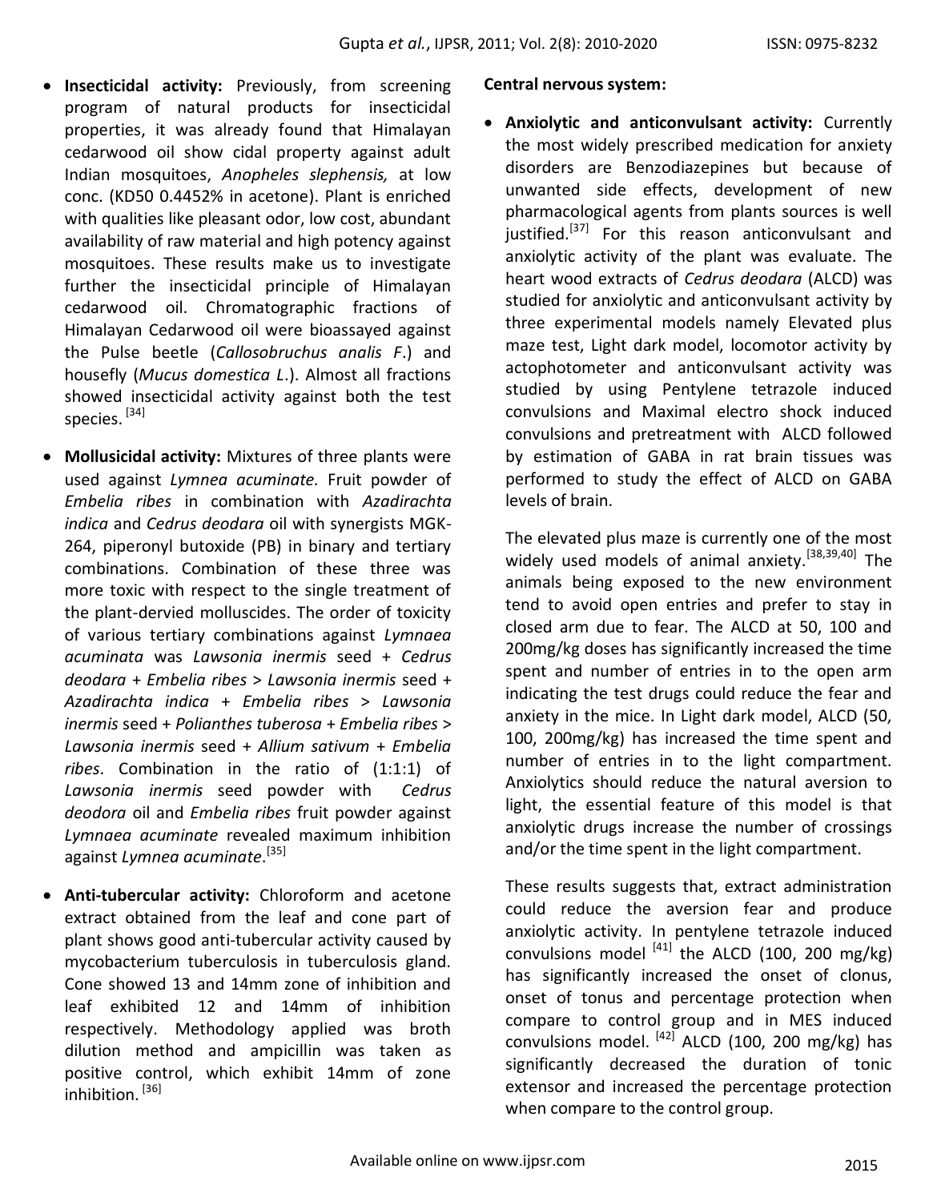- **Insecticidal activity:** Previously, from screening program of natural products for insecticidal properties, it was already found that Himalayan cedarwood oil show cidal property against adult Indian mosquitoes, *Anopheles slephensis,* at low conc. (KD50 0.4452% in acetone). Plant is enriched with qualities like pleasant odor, low cost, abundant availability of raw material and high potency against mosquitoes. These results make us to investigate further the insecticidal principle of Himalayan cedarwood oil. Chromatographic fractions of Himalayan Cedarwood oil were bioassayed against the Pulse beetle (*Callosobruchus analis F*.) and housefly (*Mucus domestica L*.). Almost all fractions showed insecticidal activity against both the test species. [34]

- **Mollusicidal activity:** Mixtures of three plants were used against *Lymnea acuminate.* Fruit powder of *Embelia ribes* in combination with *Azadirachta indica* and *Cedrus deodara* oil with synergists MGK-264, piperonyl butoxide (PB) in binary and tertiary combinations. Combination of these three was more toxic with respect to the single treatment of the plant-dervied molluscides. The order of toxicity of various tertiary combinations against *Lymnaea acuminata* was *Lawsonia inermis* seed + *Cedrus deodara* + *Embelia ribes* > *Lawsonia inermis* seed + *Azadirachta indica* + *Embelia ribes* > *Lawsonia inermis* seed + *Polianthes tuberosa* + *Embelia ribes* > *Lawsonia inermis* seed + *Allium sativum* + *Embelia ribes*. Combination in the ratio of (1:1:1) of *Lawsonia inermis* seed powder with *Cedrus deodora* oil and *Embelia ribes* fruit powder against *Lymnaea acuminate* revealed maximum inhibition against *Lymnea acuminate*.[35]

- **Anti-tubercular activity:** Chloroform and acetone extract obtained from the leaf and cone part of plant shows good anti-tubercular activity caused by mycobacterium tuberculosis in tuberculosis gland. Cone showed 13 and 14mm zone of inhibition and leaf exhibited 12 and 14mm of inhibition respectively. Methodology applied was broth dilution method and ampicillin was taken as positive control, which exhibit 14mm of zone inhibition. [36]

**Central nervous system:**

- **Anxiolytic and anticonvulsant activity:** Currently the most widely prescribed medication for anxiety disorders are Benzodiazepines but because of unwanted side effects, development of new pharmacological agents from plants sources is well justified.[37] For this reason anticonvulsant and anxiolytic activity of the plant was evaluate. The heart wood extracts of *Cedrus deodara* (ALCD) was studied for anxiolytic and anticonvulsant activity by three experimental models namely Elevated plus maze test, Light dark model, locomotor activity by actophotometer and anticonvulsant activity was studied by using Pentylene tetrazole induced convulsions and Maximal electro shock induced convulsions and pretreatment with ALCD followed by estimation of GABA in rat brain tissues was performed to study the effect of ALCD on GABA levels of brain.

  The elevated plus maze is currently one of the most widely used models of animal anxiety.[38,39,40] The animals being exposed to the new environment tend to avoid open entries and prefer to stay in closed arm due to fear. The ALCD at 50, 100 and 200mg/kg doses has significantly increased the time spent and number of entries in to the open arm indicating the test drugs could reduce the fear and anxiety in the mice. In Light dark model, ALCD (50, 100, 200mg/kg) has increased the time spent and number of entries in to the light compartment. Anxiolytics should reduce the natural aversion to light, the essential feature of this model is that anxiolytic drugs increase the number of crossings and/or the time spent in the light compartment.

  These results suggests that, extract administration could reduce the aversion fear and produce anxiolytic activity. In pentylene tetrazole induced convulsions model [41] the ALCD (100, 200 mg/kg) has significantly increased the onset of clonus, onset of tonus and percentage protection when compare to control group and in MES induced convulsions model. [42] ALCD (100, 200 mg/kg) has significantly decreased the duration of tonic extensor and increased the percentage protection when compare to the control group.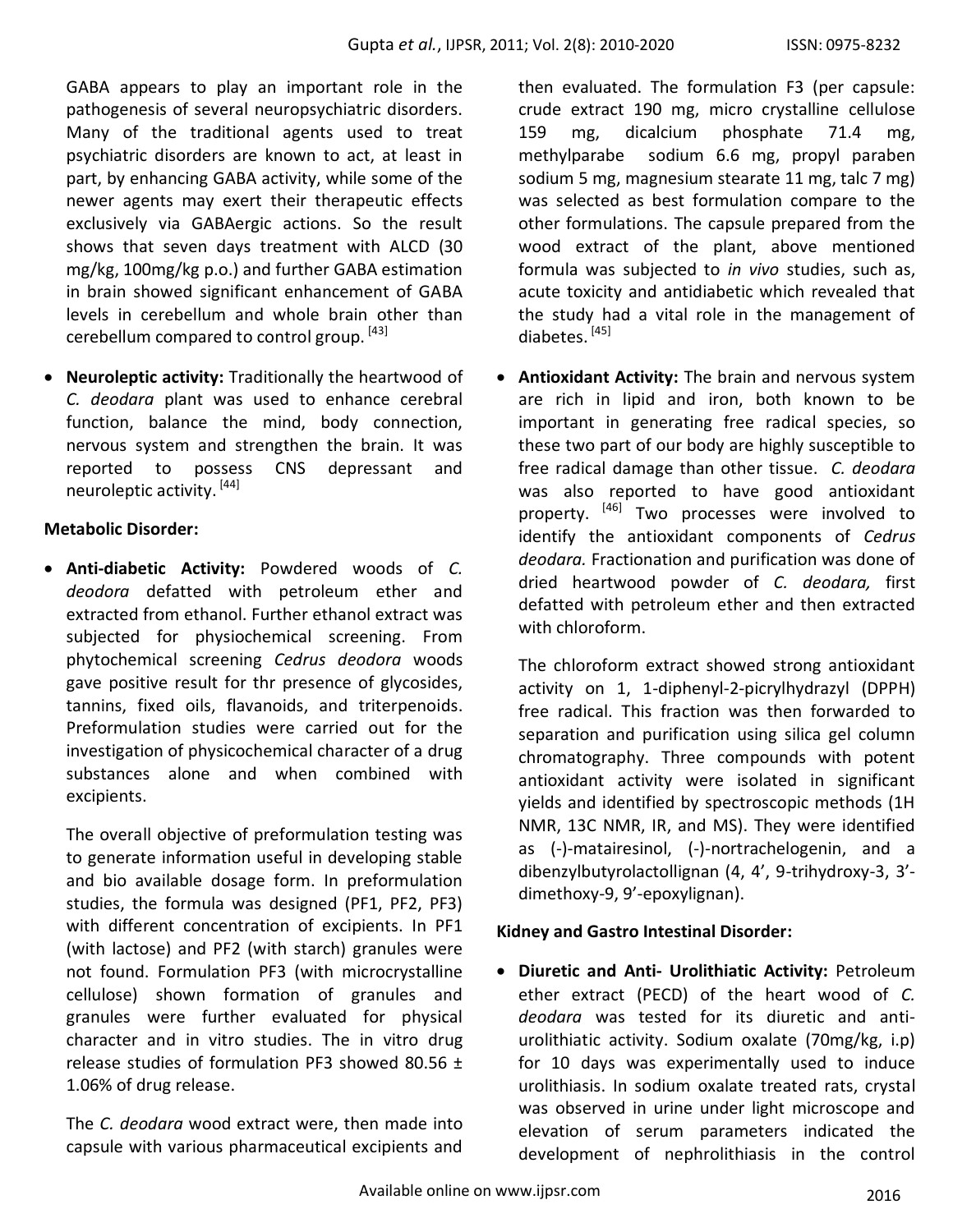GABA appears to play an important role in the pathogenesis of several neuropsychiatric disorders. Many of the traditional agents used to treat psychiatric disorders are known to act, at least in part, by enhancing GABA activity, while some of the newer agents may exert their therapeutic effects exclusively via GABAergic actions. So the result shows that seven days treatment with ALCD (30 mg/kg, 100mg/kg p.o.) and further GABA estimation in brain showed significant enhancement of GABA levels in cerebellum and whole brain other than cerebellum compared to control group. [43]

- **Neuroleptic activity:** Traditionally the heartwood of *C. deodara* plant was used to enhance cerebral function, balance the mind, body connection, nervous system and strengthen the brain. It was reported to possess CNS depressant and neuroleptic activity. [44]

**Metabolic Disorder:**

- **Anti-diabetic Activity:** Powdered woods of *C. deodora* defatted with petroleum ether and extracted from ethanol. Further ethanol extract was subjected for physiochemical screening. From phytochemical screening *Cedrus deodora* woods gave positive result for thr presence of glycosides, tannins, fixed oils, flavanoids, and triterpenoids. Preformulation studies were carried out for the investigation of physicochemical character of a drug substances alone and when combined with excipients.

  The overall objective of preformulation testing was to generate information useful in developing stable and bio available dosage form. In preformulation studies, the formula was designed (PF1, PF2, PF3) with different concentration of excipients. In PF1 (with lactose) and PF2 (with starch) granules were not found. Formulation PF3 (with microcrystalline cellulose) shown formation of granules and granules were further evaluated for physical character and in vitro studies. The in vitro drug release studies of formulation PF3 showed 80.56 ± 1.06% of drug release.

  The *C. deodara* wood extract were, then made into capsule with various pharmaceutical excipients and then evaluated. The formulation F3 (per capsule: crude extract 190 mg, micro crystalline cellulose 159 mg, dicalcium phosphate 71.4 mg, methylparabe sodium 6.6 mg, propyl paraben sodium 5 mg, magnesium stearate 11 mg, talc 7 mg) was selected as best formulation compare to the other formulations. The capsule prepared from the wood extract of the plant, above mentioned formula was subjected to *in vivo* studies, such as, acute toxicity and antidiabetic which revealed that the study had a vital role in the management of diabetes. [45]

- **Antioxidant Activity:** The brain and nervous system are rich in lipid and iron, both known to be important in generating free radical species, so these two part of our body are highly susceptible to free radical damage than other tissue. *C. deodara* was also reported to have good antioxidant property. [46] Two processes were involved to identify the antioxidant components of *Cedrus deodara.* Fractionation and purification was done of dried heartwood powder of *C. deodara,* first defatted with petroleum ether and then extracted with chloroform.

  The chloroform extract showed strong antioxidant activity on 1, 1-diphenyl-2-picrylhydrazyl (DPPH) free radical. This fraction was then forwarded to separation and purification using silica gel column chromatography. Three compounds with potent antioxidant activity were isolated in significant yields and identified by spectroscopic methods (1H NMR, 13C NMR, IR, and MS). They were identified as (-)-matairesinol, (-)-nortrachelogenin, and a dibenzylbutyrolactollignan (4, 4', 9-trihydroxy-3, 3'-dimethoxy-9, 9'-epoxylignan).

**Kidney and Gastro Intestinal Disorder:**

- **Diuretic and Anti- Urolithiatic Activity:** Petroleum ether extract (PECD) of the heart wood of *C. deodara* was tested for its diuretic and anti-urolithiatic activity. Sodium oxalate (70mg/kg, i.p) for 10 days was experimentally used to induce urolithiasis. In sodium oxalate treated rats, crystal was observed in urine under light microscope and elevation of serum parameters indicated the development of nephrolithiasis in the control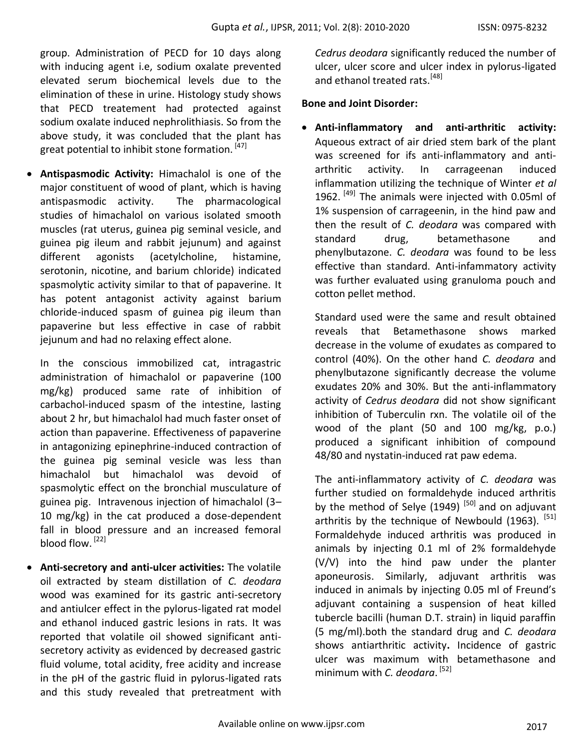group. Administration of PECD for 10 days along with inducing agent i.e, sodium oxalate prevented elevated serum biochemical levels due to the elimination of these in urine. Histology study shows that PECD treatement had protected against sodium oxalate induced nephrolithiasis. So from the above study, it was concluded that the plant has great potential to inhibit stone formation. [47]

- **Antispasmodic Activity:** Himachalol is one of the major constituent of wood of plant, which is having antispasmodic activity. The pharmacological studies of himachalol on various isolated smooth muscles (rat uterus, guinea pig seminal vesicle, and guinea pig ileum and rabbit jejunum) and against different agonists (acetylcholine, histamine, serotonin, nicotine, and barium chloride) indicated spasmolytic activity similar to that of papaverine. It has potent antagonist activity against barium chloride-induced spasm of guinea pig ileum than papaverine but less effective in case of rabbit jejunum and had no relaxing effect alone.

  In the conscious immobilized cat, intragastric administration of himachalol or papaverine (100 mg/kg) produced same rate of inhibition of carbachol-induced spasm of the intestine, lasting about 2 hr, but himachalol had much faster onset of action than papaverine. Effectiveness of papaverine in antagonizing epinephrine-induced contraction of the guinea pig seminal vesicle was less than himachalol but himachalol was devoid of spasmolytic effect on the bronchial musculature of guinea pig. Intravenous injection of himachalol (3–10 mg/kg) in the cat produced a dose-dependent fall in blood pressure and an increased femoral blood flow. [22]

- **Anti-secretory and anti-ulcer activities:** The volatile oil extracted by steam distillation of *C. deodara* wood was examined for its gastric anti-secretory and antiulcer effect in the pylorus-ligated rat model and ethanol induced gastric lesions in rats. It was reported that volatile oil showed significant anti-secretory activity as evidenced by decreased gastric fluid volume, total acidity, free acidity and increase in the pH of the gastric fluid in pylorus-ligated rats and this study revealed that pretreatment with *Cedrus deodara* significantly reduced the number of ulcer, ulcer score and ulcer index in pylorus-ligated and ethanol treated rats. [48]

**Bone and Joint Disorder:**

- **Anti-inflammatory and anti-arthritic activity:** Aqueous extract of air dried stem bark of the plant was screened for ifs anti-inflammatory and anti-arthritic activity. In carrageenan induced inflammation utilizing the technique of Winter *et al* 1962. [49] The animals were injected with 0.05ml of 1% suspension of carrageenin, in the hind paw and then the result of *C. deodara* was compared with standard drug, betamethasone and phenylbutazone. *C. deodara* was found to be less effective than standard. Anti-infammatory activity was further evaluated using granuloma pouch and cotton pellet method.

  Standard used were the same and result obtained reveals that Betamethasone shows marked decrease in the volume of exudates as compared to control (40%). On the other hand *C. deodara* and phenylbutazone significantly decrease the volume exudates 20% and 30%. But the anti-inflammatory activity of *Cedrus deodara* did not show significant inhibition of Tuberculin rxn. The volatile oil of the wood of the plant (50 and 100 mg/kg, p.o.) produced a significant inhibition of compound 48/80 and nystatin-induced rat paw edema.

  The anti-inflammatory activity of *C. deodara* was further studied on formaldehyde induced arthritis by the method of Selye (1949) [50] and on adjuvant arthritis by the technique of Newbould (1963). [51] Formaldehyde induced arthritis was produced in animals by injecting 0.1 ml of 2% formaldehyde (V/V) into the hind paw under the planter aponeurosis. Similarly, adjuvant arthritis was induced in animals by injecting 0.05 ml of Freund's adjuvant containing a suspension of heat killed tubercle bacilli (human D.T. strain) in liquid paraffin (5 mg/ml).both the standard drug and *C. deodara* shows antiarthritic activity**.** Incidence of gastric ulcer was maximum with betamethasone and minimum with *C. deodara*. [52]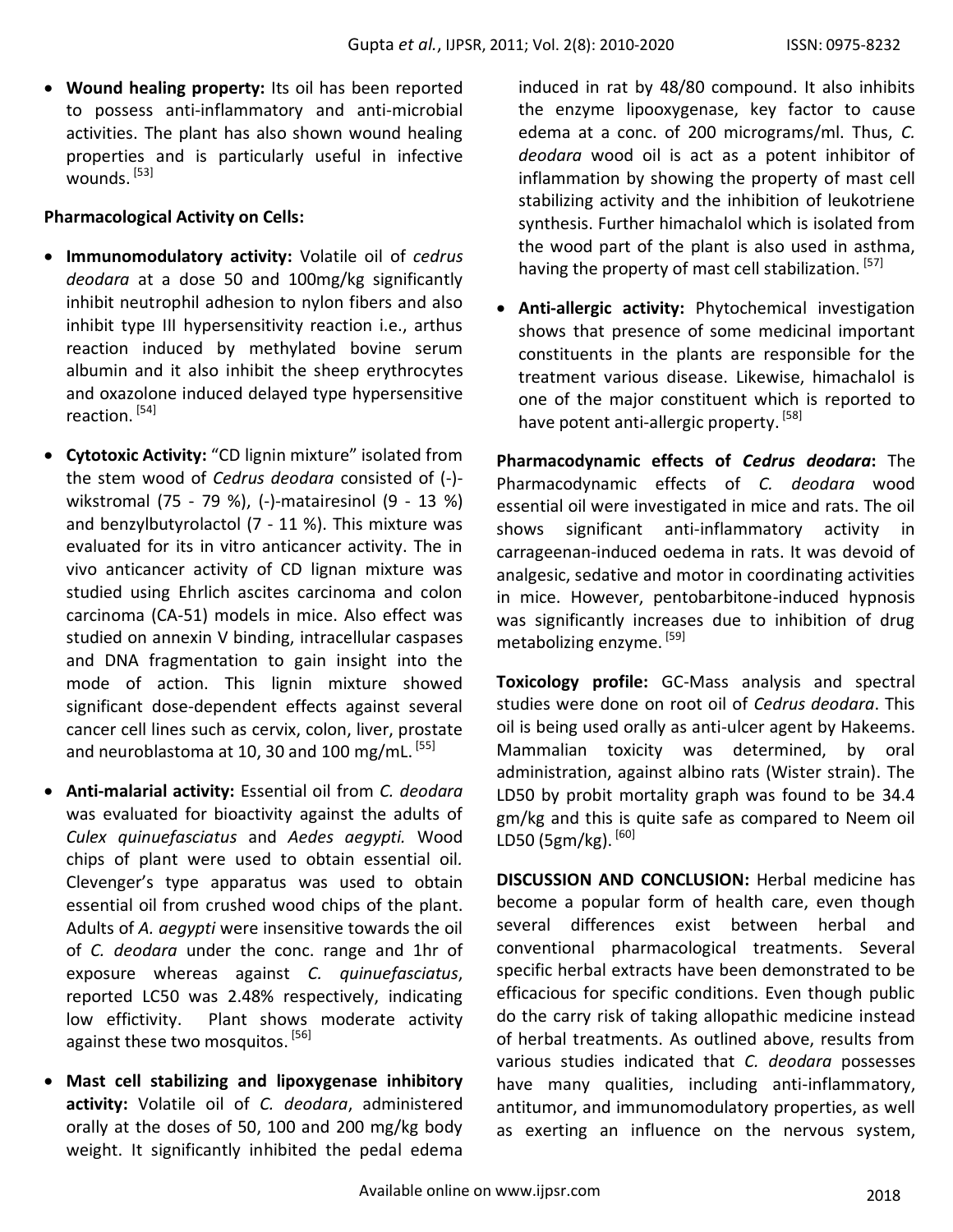- **Wound healing property:** Its oil has been reported to possess anti-inflammatory and anti-microbial activities. The plant has also shown wound healing properties and is particularly useful in infective wounds. [53]

**Pharmacological Activity on Cells:**

- **Immunomodulatory activity:** Volatile oil of *cedrus deodara* at a dose 50 and 100mg/kg significantly inhibit neutrophil adhesion to nylon fibers and also inhibit type III hypersensitivity reaction i.e., arthus reaction induced by methylated bovine serum albumin and it also inhibit the sheep erythrocytes and oxazolone induced delayed type hypersensitive reaction. [54]

- **Cytotoxic Activity:** "CD lignin mixture" isolated from the stem wood of *Cedrus deodara* consisted of (-)-wikstromal (75 - 79 %), (-)-matairesinol (9 - 13 %) and benzylbutyrolactol (7 - 11 %). This mixture was evaluated for its in vitro anticancer activity. The in vivo anticancer activity of CD lignan mixture was studied using Ehrlich ascites carcinoma and colon carcinoma (CA-51) models in mice. Also effect was studied on annexin V binding, intracellular caspases and DNA fragmentation to gain insight into the mode of action. This lignin mixture showed significant dose-dependent effects against several cancer cell lines such as cervix, colon, liver, prostate and neuroblastoma at 10, 30 and 100 mg/mL. [55]

- **Anti-malarial activity:** Essential oil from *C. deodara* was evaluated for bioactivity against the adults of *Culex quinuefasciatus* and *Aedes aegypti.* Wood chips of plant were used to obtain essential oil. Clevenger's type apparatus was used to obtain essential oil from crushed wood chips of the plant. Adults of *A. aegypti* were insensitive towards the oil of *C. deodara* under the conc. range and 1hr of exposure whereas against *C. quinuefasciatus*, reported LC50 was 2.48% respectively, indicating low effictivity. Plant shows moderate activity against these two mosquitos. [56]

- **Mast cell stabilizing and lipoxygenase inhibitory activity:** Volatile oil of *C. deodara*, administered orally at the doses of 50, 100 and 200 mg/kg body weight. It significantly inhibited the pedal edema induced in rat by 48/80 compound. It also inhibits the enzyme lipooxygenase, key factor to cause edema at a conc. of 200 micrograms/ml. Thus, *C. deodara* wood oil is act as a potent inhibitor of inflammation by showing the property of mast cell stabilizing activity and the inhibition of leukotriene synthesis. Further himachalol which is isolated from the wood part of the plant is also used in asthma, having the property of mast cell stabilization. [57]

- **Anti-allergic activity:** Phytochemical investigation shows that presence of some medicinal important constituents in the plants are responsible for the treatment various disease. Likewise, himachalol is one of the major constituent which is reported to have potent anti-allergic property. [58]

**Pharmacodynamic effects of *Cedrus deodara*:** The Pharmacodynamic effects of *C. deodara* wood essential oil were investigated in mice and rats. The oil shows significant anti-inflammatory activity in carrageenan-induced oedema in rats. It was devoid of analgesic, sedative and motor in coordinating activities in mice. However, pentobarbitone-induced hypnosis was significantly increases due to inhibition of drug metabolizing enzyme. [59]

**Toxicology profile:** GC-Mass analysis and spectral studies were done on root oil of *Cedrus deodara*. This oil is being used orally as anti-ulcer agent by Hakeems. Mammalian toxicity was determined, by oral administration, against albino rats (Wister strain). The LD50 by probit mortality graph was found to be 34.4 gm/kg and this is quite safe as compared to Neem oil LD50 (5gm/kg). [60]

**DISCUSSION AND CONCLUSION:** Herbal medicine has become a popular form of health care, even though several differences exist between herbal and conventional pharmacological treatments. Several specific herbal extracts have been demonstrated to be efficacious for specific conditions. Even though public do the carry risk of taking allopathic medicine instead of herbal treatments. As outlined above, results from various studies indicated that *C. deodara* possesses have many qualities, including anti-inflammatory, antitumor, and immunomodulatory properties, as well as exerting an influence on the nervous system,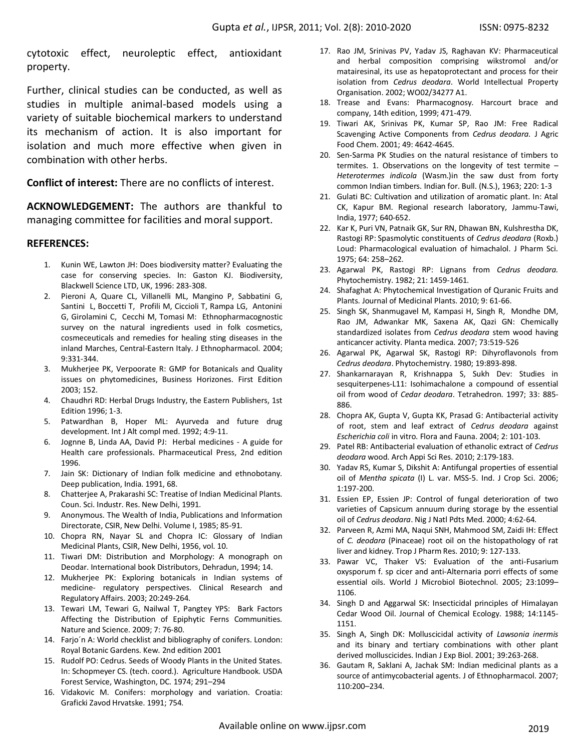cytotoxic effect, neuroleptic effect, antioxidant property.

Further, clinical studies can be conducted, as well as studies in multiple animal-based models using a variety of suitable biochemical markers to understand its mechanism of action. It is also important for isolation and much more effective when given in combination with other herbs.

**Conflict of interest:** There are no conflicts of interest.

**ACKNOWLEDGEMENT:** The authors are thankful to managing committee for facilities and moral support.

**REFERENCES:**

1. Kunin WE, Lawton JH: Does biodiversity matter? Evaluating the case for conserving species. In: Gaston KJ. Biodiversity, Blackwell Science LTD, UK, 1996: 283-308.
2. Pieroni A, Quare CL, Villanelli ML, Mangino P, Sabbatini G, Santini L, Boccetti T, Profili M, Ciccioli T, Rampa LG, Antonini G, Girolamini C, Cecchi M, Tomasi M: Ethnopharmacognostic survey on the natural ingredients used in folk cosmetics, cosmeceuticals and remedies for healing sting diseases in the inland Marches, Central-Eastern Italy. J Ethnopharmacol. 2004; 9:331-344.
3. Mukherjee PK, Verpoorate R: GMP for Botanicals and Quality issues on phytomedicines, Business Horizones. First Edition 2003; 152.
4. Chaudhri RD: Herbal Drugs Industry, the Eastern Publishers, 1st Edition 1996; 1-3.
5. Patwardhan B, Hoper ML: Ayurveda and future drug development. Int J Alt compl med. 1992; 4:9-11.
6. Jognne B, Linda AA, David PJ: Herbal medicines - A guide for Health care professionals. Pharmaceutical Press, 2nd edition 1996.
7. Jain SK: Dictionary of Indian folk medicine and ethnobotany. Deep publication, India. 1991, 68.
8. Chatterjee A, Prakarashi SC: Treatise of Indian Medicinal Plants. Coun. Sci. Industr. Res. New Delhi, 1991.
9. Anonymous. The Wealth of India, Publications and Information Directorate, CSIR, New Delhi. Volume I, 1985; 85-91.
10. Chopra RN, Nayar SL and Chopra IC: Glossary of Indian Medicinal Plants, CSIR, New Delhi, 1956, vol. 10.
11. Tiwari DM: Distribution and Morphology: A monograph on Deodar. International book Distributors, Dehradun, 1994; 14.
12. Mukherjee PK: Exploring botanicals in Indian systems of medicine- regulatory perspectives. Clinical Research and Regulatory Affairs. 2003; 20:249-264.
13. Tewari LM, Tewari G, Nailwal T, Pangtey YPS: Bark Factors Affecting the Distribution of Epiphytic Ferns Communities. Nature and Science. 2009; 7: 76-80.
14. Farjo´n A: World checklist and bibliography of conifers. London: Royal Botanic Gardens. Kew. 2nd edition 2001
15. Rudolf PO: Cedrus. Seeds of Woody Plants in the United States. In: Schopmeyer CS. (tech. coord.). Agriculture Handbook. USDA Forest Service, Washington, DC. 1974; 291–294
16. Vidakovic M. Conifers: morphology and variation. Croatia: Graficki Zavod Hrvatske. 1991; 754.
17. Rao JM, Srinivas PV, Yadav JS, Raghavan KV: Pharmaceutical and herbal composition comprising wikstromol and/or matairesinal, its use as hepatoprotectant and process for their isolation from *Cedrus deodara*. World Intellectual Property Organisation. 2002; WO02/34277 A1.
18. Trease and Evans: Pharmacognosy. Harcourt brace and company, 14th edition, 1999; 471-479.
19. Tiwari AK, Srinivas PK, Kumar SP, Rao JM: Free Radical Scavenging Active Components from *Cedrus deodara*. J Agric Food Chem. 2001; 49: 4642-4645.
20. Sen-Sarma PK Studies on the natural resistance of timbers to termites. 1. Observations on the longevity of test termite – *Heterotermes indicola* (Wasm.)in the saw dust from forty common Indian timbers. Indian for. Bull. (N.S.), 1963; 220: 1-3
21. Gulati BC: Cultivation and utilization of aromatic plant. In: Atal CK, Kapur BM. Regional research laboratory, Jammu-Tawi, India, 1977; 640-652.
22. Kar K, Puri VN, Patnaik GK, Sur RN, Dhawan BN, Kulshrestha DK, Rastogi RP: Spasmolytic constituents of *Cedrus deodara* (Roxb.) Loud: Pharmacological evaluation of himachalol. J Pharm Sci. 1975; 64: 258–262.
23. Agarwal PK, Rastogi RP: Lignans from *Cedrus deodara.* Phytochemistry. 1982; 21: 1459-1461.
24. Shafaghat A: Phytochemical Investigation of Quranic Fruits and Plants. Journal of Medicinal Plants. 2010; 9: 61-66.
25. Singh SK, Shanmugavel M, Kampasi H, Singh R, Mondhe DM, Rao JM, Adwankar MK, Saxena AK, Qazi GN: Chemically standardized isolates from *Cedrus deodara* stem wood having anticancer activity. Planta medica. 2007; 73:519-526
26. Agarwal PK, Agarwal SK, Rastogi RP: Dihyroflavonols from *Cedrus deodara*. Phytochemistry. 1980; 19:893-898.
27. Shankarnarayan R, Krishnappa S, Sukh Dev: Studies in sesquiterpenes-L11: Isohimachalone a compound of essential oil from wood of *Cedar deodara*. Tetrahedron. 1997; 33: 885-886.
28. Chopra AK, Gupta V, Gupta KK, Prasad G: Antibacterial activity of root, stem and leaf extract of *Cedrus deodara* against *Escherichia coli* in vitro. Flora and Fauna. 2004; 2: 101-103.
29. Patel RB: Antibacterial evaluation of ethanolic extract of *Cedrus deodara* wood. Arch Appi Sci Res. 2010; 2:179-183.
30. Yadav RS, Kumar S, Dikshit A: Antifungal properties of essential oil of *Mentha spicata* (l) L. var. MSS-5. Ind. J Crop Sci. 2006; 1:197-200.
31. Essien EP, Essien JP: Control of fungal deterioration of two varieties of Capsicum annuum during storage by the essential oil of *Cedrus deodara*. Nig J Natl Pdts Med. 2000; 4:62-64.
32. Parveen R, Azmi MA, Naqui SNH, Mahmood SM, Zaidi IH: Effect of *C. deodara* (Pinaceae) root oil on the histopathology of rat liver and kidney. Trop J Pharm Res. 2010; 9: 127-133.
33. Pawar VC, Thaker VS: Evaluation of the anti-Fusarium oxysporum f. sp cicer and anti-Alternaria porri effects of some essential oils. World J Microbiol Biotechnol. 2005; 23:1099–1106.
34. Singh D and Aggarwal SK: Insecticidal principles of Himalayan Cedar Wood Oil. Journal of Chemical Ecology. 1988; 14:1145-1151.
35. Singh A, Singh DK: Molluscicidal activity of *Lawsonia inermis* and its binary and tertiary combinations with other plant derived molluscicides. Indian J Exp Biol. 2001; 39:263-268.
36. Gautam R, Saklani A, Jachak SM: Indian medicinal plants as a source of antimycobacterial agents. J of Ethnopharmacol. 2007; 110:200–234.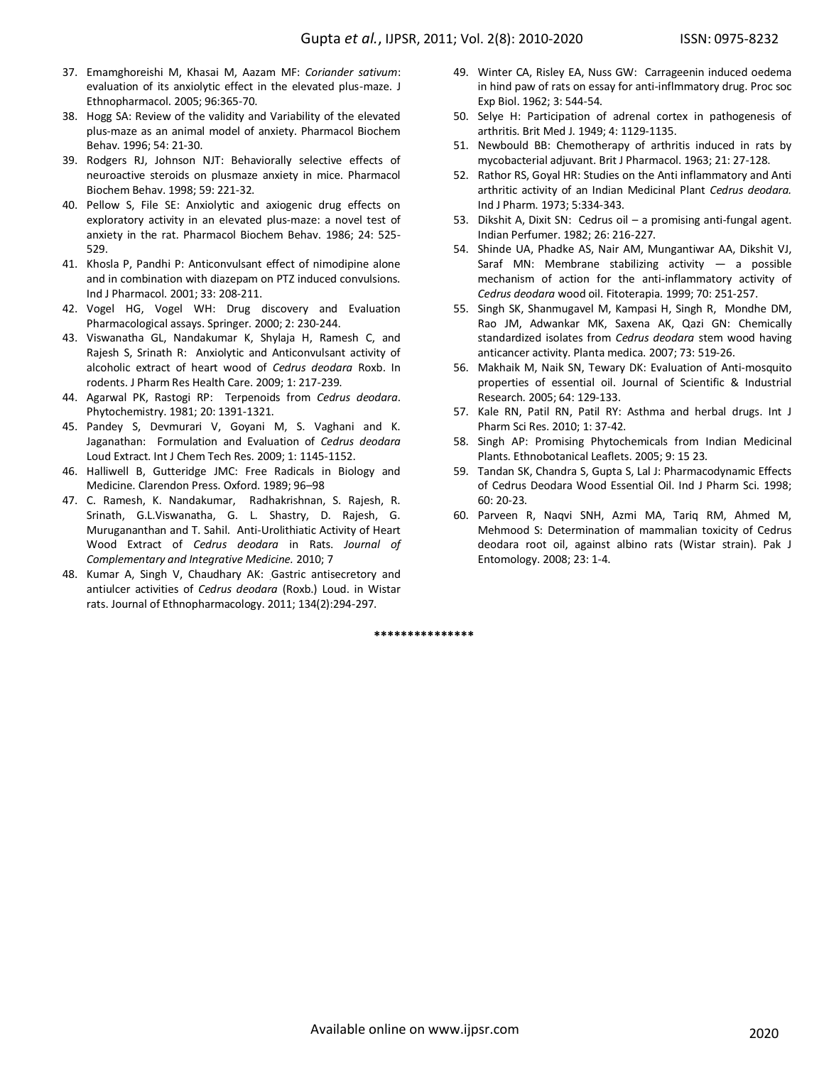37. Emamghoreishi M, Khasai M, Aazam MF: *Coriander sativum*: evaluation of its anxiolytic effect in the elevated plus-maze. J Ethnopharmacol. 2005; 96:365-70.
38. Hogg SA: Review of the validity and Variability of the elevated plus-maze as an animal model of anxiety. Pharmacol Biochem Behav. 1996; 54: 21-30.
39. Rodgers RJ, Johnson NJT: Behaviorally selective effects of neuroactive steroids on plusmaze anxiety in mice. Pharmacol Biochem Behav. 1998; 59: 221-32.
40. Pellow S, File SE: Anxiolytic and axiogenic drug effects on exploratory activity in an elevated plus-maze: a novel test of anxiety in the rat. Pharmacol Biochem Behav. 1986; 24: 525-529.
41. Khosla P, Pandhi P: Anticonvulsant effect of nimodipine alone and in combination with diazepam on PTZ induced convulsions. Ind J Pharmacol. 2001; 33: 208-211.
42. Vogel HG, Vogel WH: Drug discovery and Evaluation Pharmacological assays. Springer. 2000; 2: 230-244.
43. Viswanatha GL, Nandakumar K, Shylaja H, Ramesh C, and Rajesh S, Srinath R: Anxiolytic and Anticonvulsant activity of alcoholic extract of heart wood of *Cedrus deodara* Roxb. In rodents. J Pharm Res Health Care. 2009; 1: 217-239.
44. Agarwal PK, Rastogi RP: Terpenoids from *Cedrus deodara*. Phytochemistry. 1981; 20: 1391-1321.
45. Pandey S, Devmurari V, Goyani M, S. Vaghani and K. Jaganathan: Formulation and Evaluation of *Cedrus deodara* Loud Extract. Int J Chem Tech Res. 2009; 1: 1145-1152.
46. Halliwell B, Gutteridge JMC: Free Radicals in Biology and Medicine. Clarendon Press. Oxford. 1989; 96–98
47. C. Ramesh, K. Nandakumar, Radhakrishnan, S. Rajesh, R. Srinath, G.L.Viswanatha, G. L. Shastry, D. Rajesh, G. Murugananthan and T. Sahil. Anti-Urolithiatic Activity of Heart Wood Extract of *Cedrus deodara* in Rats. *Journal of Complementary and Integrative Medicine.* 2010; 7
48. Kumar A, Singh V, Chaudhary AK: Gastric antisecretory and antiulcer activities of *Cedrus deodara* (Roxb.) Loud. in Wistar rats. Journal of Ethnopharmacology. 2011; 134(2):294-297.
49. Winter CA, Risley EA, Nuss GW: Carrageenin induced oedema in hind paw of rats on essay for anti-inflmmatory drug. Proc soc Exp Biol. 1962; 3: 544-54.
50. Selye H: Participation of adrenal cortex in pathogenesis of arthritis. Brit Med J. 1949; 4: 1129-1135.
51. Newbould BB: Chemotherapy of arthritis induced in rats by mycobacterial adjuvant. Brit J Pharmacol. 1963; 21: 27-128.
52. Rathor RS, Goyal HR: Studies on the Anti inflammatory and Anti arthritic activity of an Indian Medicinal Plant *Cedrus deodara.* Ind J Pharm. 1973; 5:334-343.
53. Dikshit A, Dixit SN: Cedrus oil – a promising anti-fungal agent. Indian Perfumer. 1982; 26: 216-227.
54. Shinde UA, Phadke AS, Nair AM, Mungantiwar AA, Dikshit VJ, Saraf MN: Membrane stabilizing activity — a possible mechanism of action for the anti-inflammatory activity of *Cedrus deodara* wood oil. Fitoterapia. 1999; 70: 251-257.
55. Singh SK, Shanmugavel M, Kampasi H, Singh R, Mondhe DM, Rao JM, Adwankar MK, Saxena AK, Qazi GN: Chemically standardized isolates from *Cedrus deodara* stem wood having anticancer activity. Planta medica. 2007; 73: 519-26.
56. Makhaik M, Naik SN, Tewary DK: Evaluation of Anti-mosquito properties of essential oil. Journal of Scientific & Industrial Research. 2005; 64: 129-133.
57. Kale RN, Patil RN, Patil RY: Asthma and herbal drugs. Int J Pharm Sci Res. 2010; 1: 37-42.
58. Singh AP: Promising Phytochemicals from Indian Medicinal Plants. Ethnobotanical Leaflets. 2005; 9: 15 23.
59. Tandan SK, Chandra S, Gupta S, Lal J: Pharmacodynamic Effects of Cedrus Deodara Wood Essential Oil. Ind J Pharm Sci. 1998; 60: 20-23.
60. Parveen R, Naqvi SNH, Azmi MA, Tariq RM, Ahmed M, Mehmood S: Determination of mammalian toxicity of Cedrus deodara root oil, against albino rats (Wistar strain). Pak J Entomology. 2008; 23: 1-4.

***************